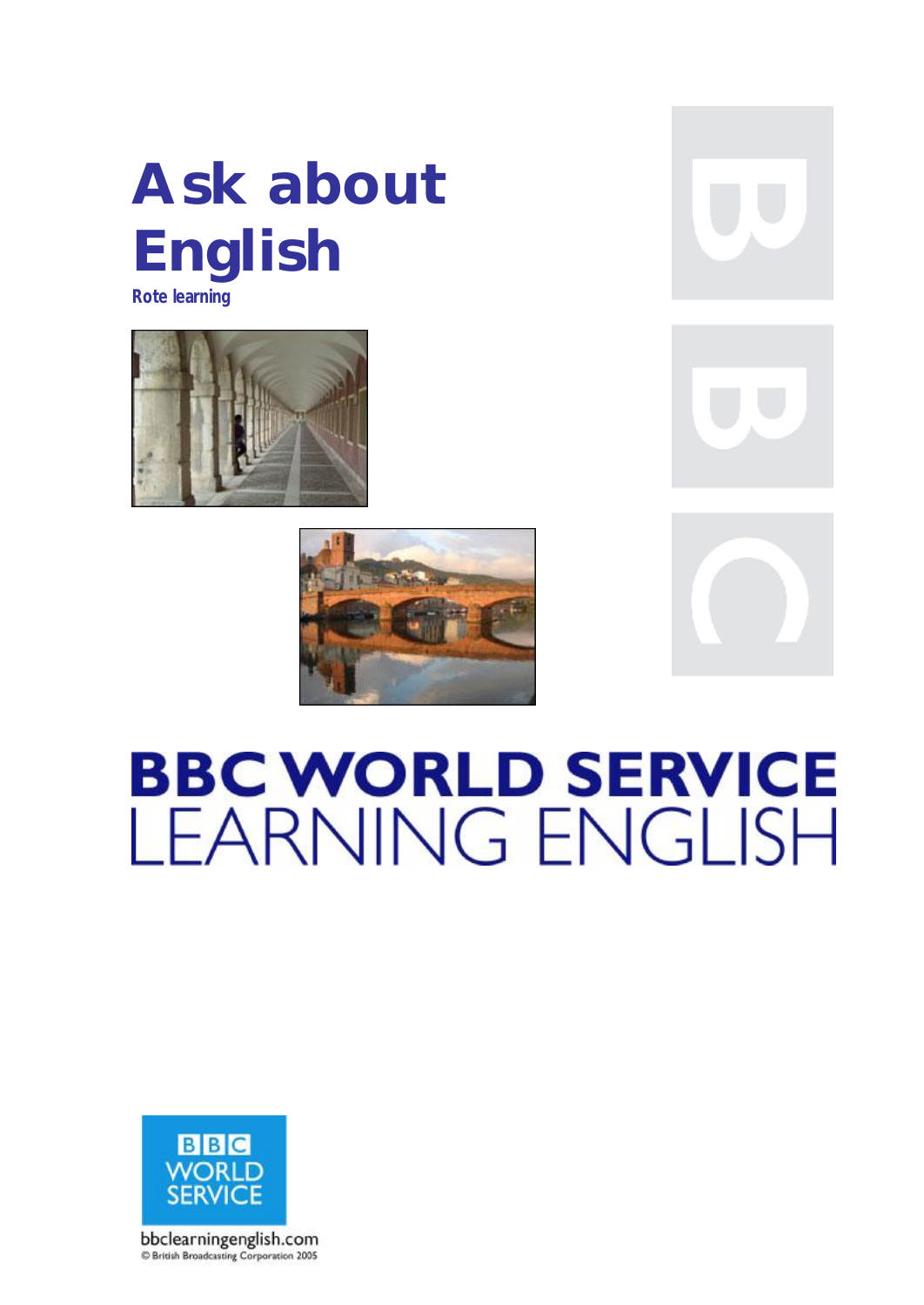# Ask about English

**Rote learning**

BBC WORLD SERVICE
LEARNING ENGLISH

BBC WORLD SERVICE

bbclearningenglish.com
© British Broadcasting Corporation 2005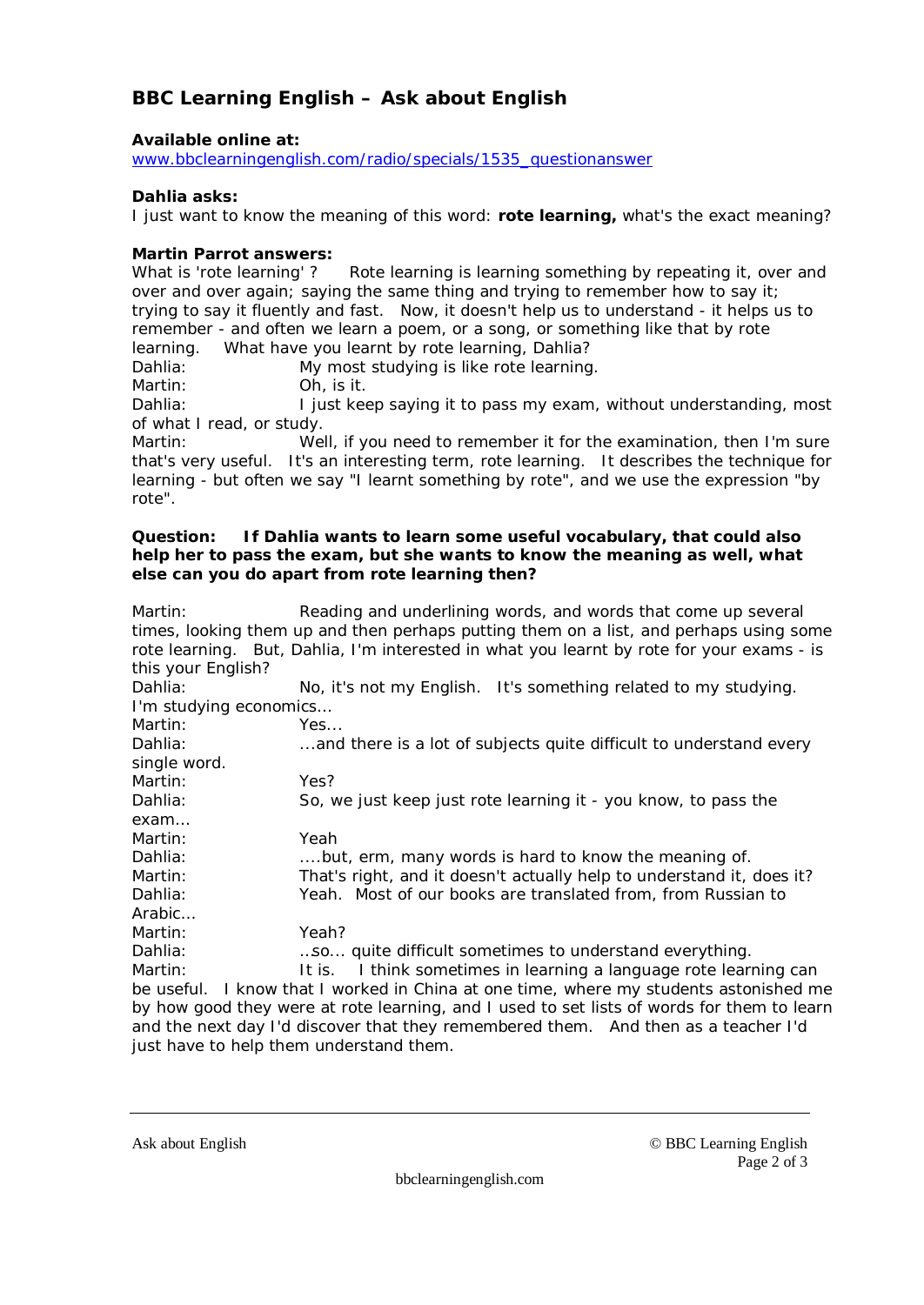## BBC Learning English – Ask about English

**Available online at:**
www.bbclearningenglish.com/radio/specials/1535_questionanswer

**Dahlia asks:**
I just want to know the meaning of this word: **rote learning,** what's the exact meaning?

**Martin Parrot answers:**
What is 'rote learning' ? Rote learning is learning something by repeating it, over and over and over again; saying the same thing and trying to remember how to say it; trying to say it fluently and fast. Now, it doesn't help us to understand - it helps us to remember - and often we learn a poem, or a song, or something like that by rote learning. What have you learnt by rote learning, Dahlia?

Dahlia: My most studying is like rote learning.

Martin: Oh, is it.

Dahlia: I just keep saying it to pass my exam, without understanding, most of what I read, or study.

Martin: Well, if you need to remember it for the examination, then I'm sure that's very useful. It's an interesting term, rote learning. It describes the technique for learning - but often we say "I learnt something by rote", and we use the expression "by rote".

**Question: If Dahlia wants to learn some useful vocabulary, that could also help her to pass the exam, but she wants to know the meaning as well, what else can you do apart from rote learning then?**

Martin: Reading and underlining words, and words that come up several times, looking them up and then perhaps putting them on a list, and perhaps using some rote learning. But, Dahlia, I'm interested in what you learnt by rote for your exams - is this your English?

Dahlia: No, it's not my English. It's something related to my studying. I'm studying economics…

Martin: Yes…

Dahlia: …and there is a lot of subjects quite difficult to understand every single word.

Martin: Yes?

Dahlia: So, we just keep just rote learning it - you know, to pass the exam…

Martin: Yeah

Dahlia: ….but, erm, many words is hard to know the meaning of.

Martin: That's right, and it doesn't actually help to understand it, does it?

Dahlia: Yeah. Most of our books are translated from, from Russian to Arabic…

Martin: Yeah?

Dahlia: ..so… quite difficult sometimes to understand everything.

Martin: It is. I think sometimes in learning a language rote learning can be useful. I know that I worked in China at one time, where my students astonished me by how good they were at rote learning, and I used to set lists of words for them to learn and the next day I'd discover that they remembered them. And then as a teacher I'd just have to help them understand them.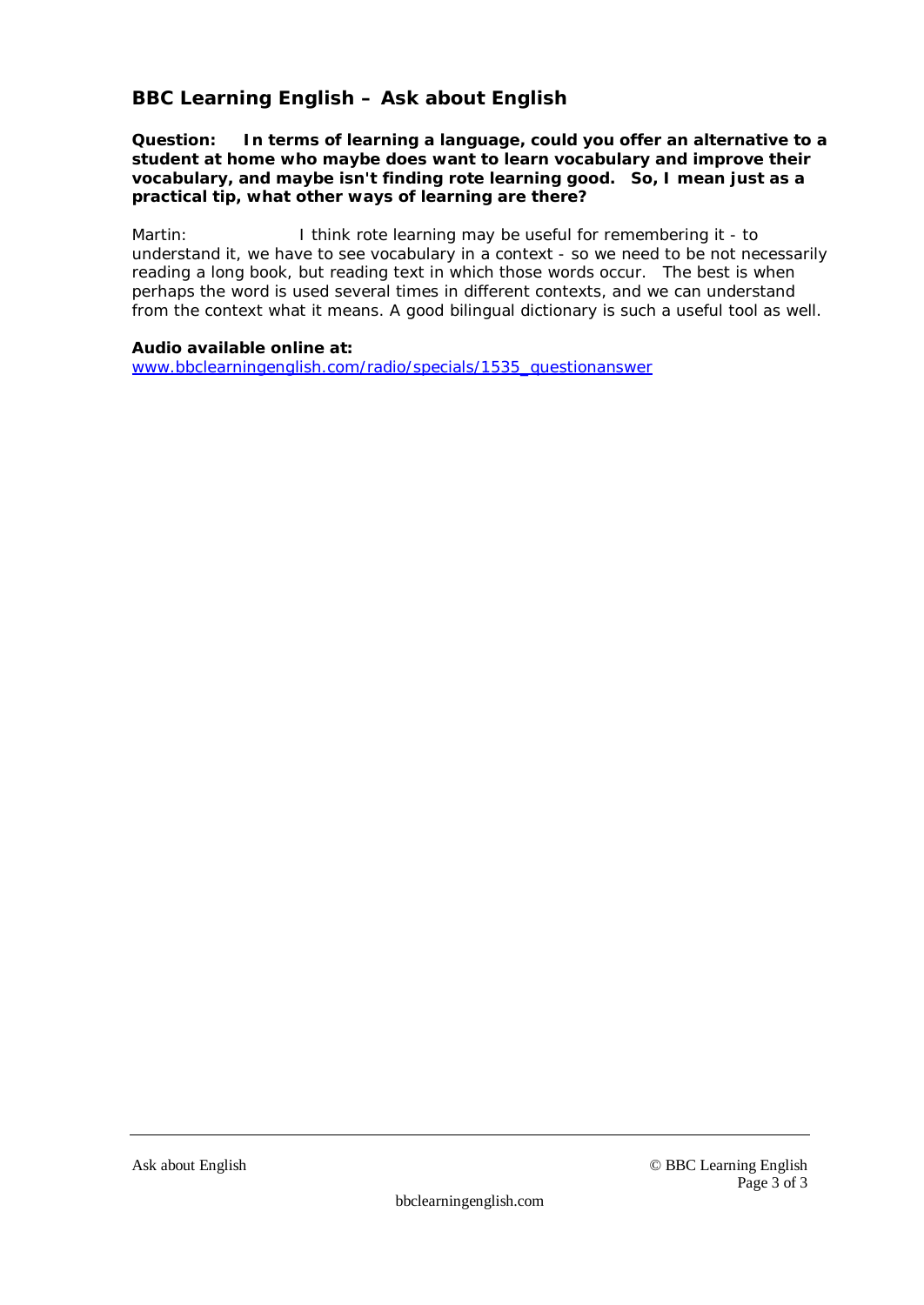## BBC Learning English – Ask about English

**Question: In terms of learning a language, could you offer an alternative to a student at home who maybe does want to learn vocabulary and improve their vocabulary, and maybe isn't finding rote learning good. So, I mean just as a practical tip, what other ways of learning are there?**

Martin: I think rote learning may be useful for remembering it - to understand it, we have to see vocabulary in a context - so we need to be not necessarily reading a long book, but reading text in which those words occur. The best is when perhaps the word is used several times in different contexts, and we can understand from the context what it means. A good bilingual dictionary is such a useful tool as well.

**Audio available online at:**
[www.bbclearningenglish.com/radio/specials/1535_questionanswer](www.bbclearningenglish.com/radio/specials/1535_questionanswer)